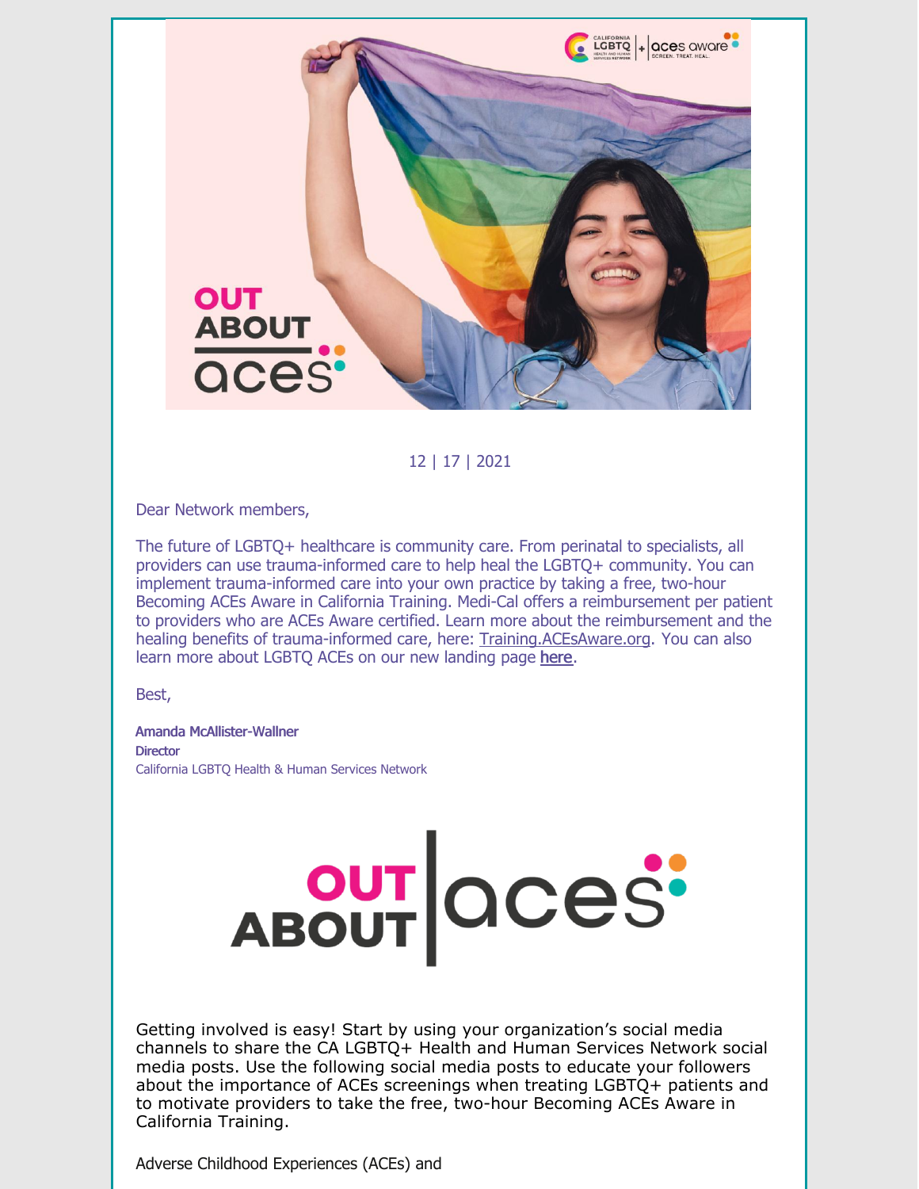12 | 17 | 2021

Dear Network members,

The future of LGBTQ+ healthcare is community care. From perinatal to specialists, all providers can use trauma-informed care to help heal the LGBTQ+ community. You can implement trauma-informed care into your own practice by taking a free, two-hour Becoming ACEs Aware in California Training. Medi-Cal offers a reimbursement per patient to providers who are ACEs Aware certified. Learn more about the reimbursement and the healing benefits of trauma-informed care, here: Training.ACEsAware.org. You can also learn more about LGBTQ ACEs on our new landing page **here**.

Best,

**Amanda McAllister-Wallner**
**Director**
California LGBTQ Health & Human Services Network

Getting involved is easy! Start by using your organization's social media channels to share the CA LGBTQ+ Health and Human Services Network social media posts. Use the following social media posts to educate your followers about the importance of ACEs screenings when treating LGBTQ+ patients and to motivate providers to take the free, two-hour Becoming ACEs Aware in California Training.

Adverse Childhood Experiences (ACEs) and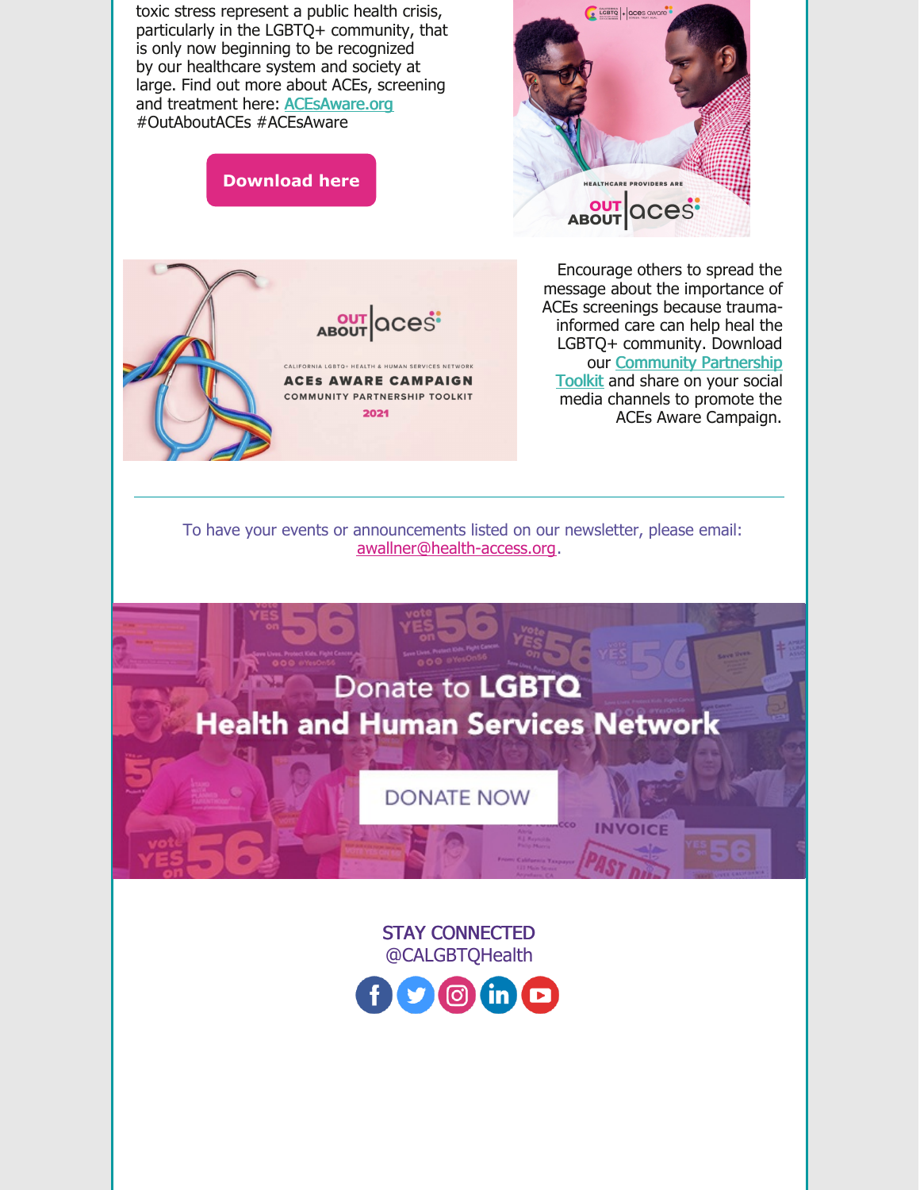toxic stress represent a public health crisis, particularly in the LGBTQ+ community, that is only now beginning to be recognized by our healthcare system and society at large. Find out more about ACEs, screening and treatment here: ACEsAware.org #OutAboutACEs #ACEsAware

Download here

Encourage others to spread the message about the importance of ACEs screenings because trauma-informed care can help heal the LGBTQ+ community. Download our Community Partnership Toolkit and share on your social media channels to promote the ACEs Aware Campaign.

---

To have your events or announcements listed on our newsletter, please email: awallner@health-access.org.

Donate to LGBTQ Health and Human Services Network

DONATE NOW

STAY CONNECTED
@CALGBTQHealth